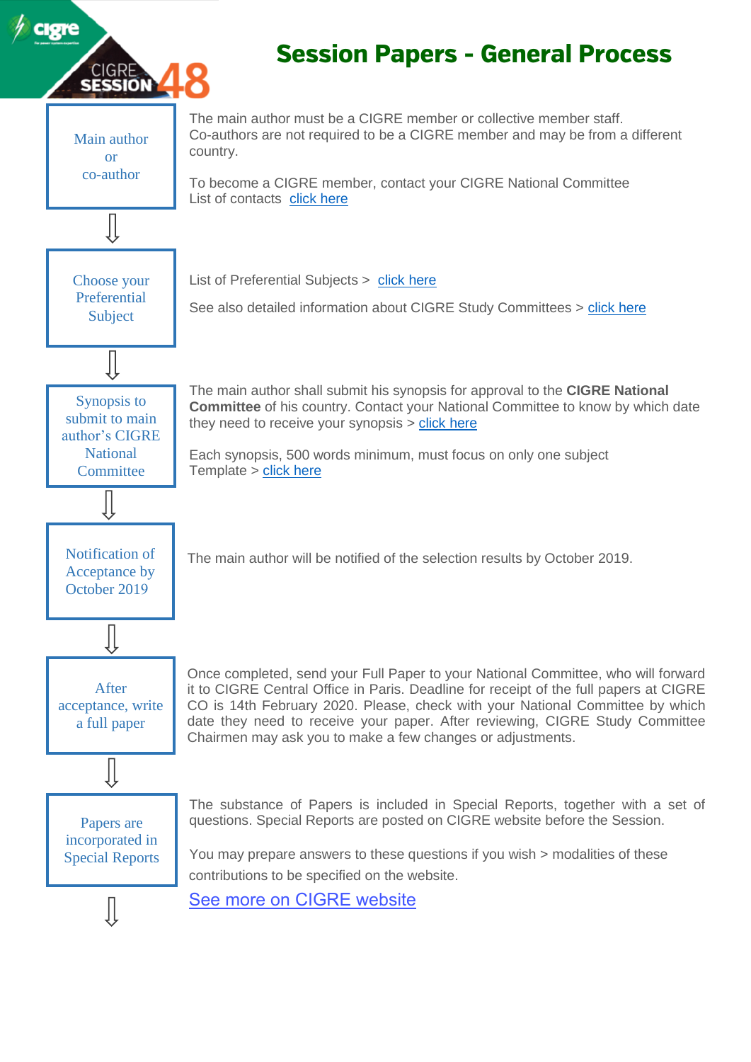CIGRE SESSION 48

# Session Papers - General Process

**Main author or co-author**

The main author must be a CIGRE member or collective member staff.
Co-authors are not required to be a CIGRE member and may be from a different country.

To become a CIGRE member, contact your CIGRE National Committee
List of contacts click here

⇩

**Choose your Preferential Subject**

List of Preferential Subjects > click here

See also detailed information about CIGRE Study Committees > click here

⇩

**Synopsis to submit to main author's CIGRE National Committee**

The main author shall submit his synopsis for approval to the **CIGRE National Committee** of his country. Contact your National Committee to know by which date they need to receive your synopsis > click here

Each synopsis, 500 words minimum, must focus on only one subject
Template > click here

⇩

**Notification of Acceptance by October 2019**

The main author will be notified of the selection results by October 2019.

⇩

**After acceptance, write a full paper**

Once completed, send your Full Paper to your National Committee, who will forward it to CIGRE Central Office in Paris. Deadline for receipt of the full papers at CIGRE CO is 14th February 2020. Please, check with your National Committee by which date they need to receive your paper. After reviewing, CIGRE Study Committee Chairmen may ask you to make a few changes or adjustments.

⇩

**Papers are incorporated in Special Reports**

The substance of Papers is included in Special Reports, together with a set of questions. Special Reports are posted on CIGRE website before the Session.

You may prepare answers to these questions if you wish > modalities of these contributions to be specified on the website.

See more on CIGRE website

⇩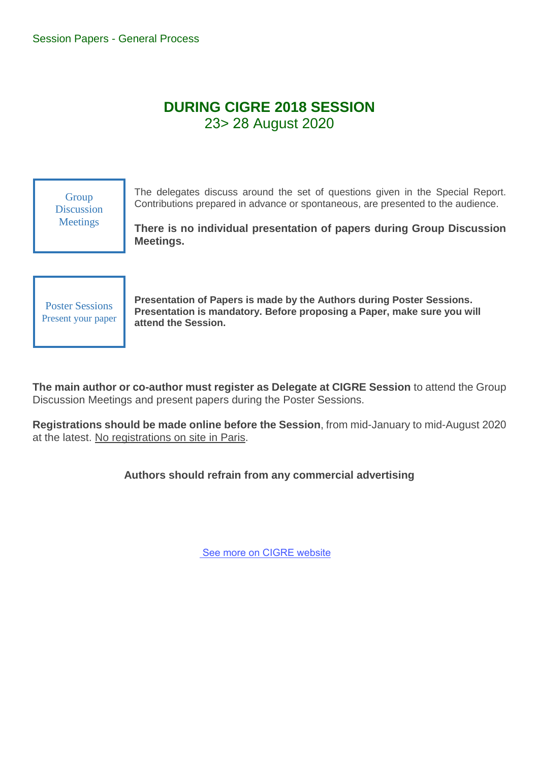Session Papers - General Process

# DURING CIGRE 2018 SESSION

23> 28 August 2020

| | |
|---|---|
| Group Discussion Meetings | The delegates discuss around the set of questions given in the Special Report. Contributions prepared in advance or spontaneous, are presented to the audience.<br><br>**There is no individual presentation of papers during Group Discussion Meetings.** |
| Poster Sessions<br>Present your paper | **Presentation of Papers is made by the Authors during Poster Sessions. Presentation is mandatory. Before proposing a Paper, make sure you will attend the Session.** |

**The main author or co-author must register as Delegate at CIGRE Session** to attend the Group Discussion Meetings and present papers during the Poster Sessions.

**Registrations should be made online before the Session**, from mid-January to mid-August 2020 at the latest. No registrations on site in Paris.

**Authors should refrain from any commercial advertising**

See more on CIGRE website